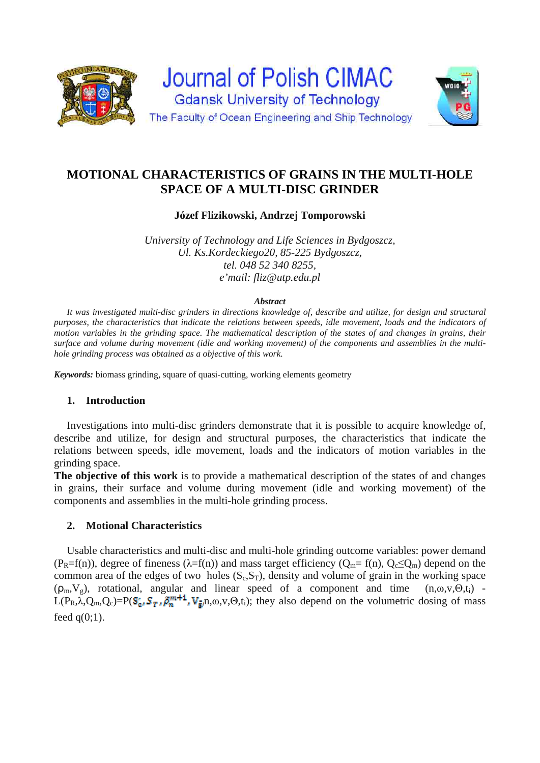Journal of Polish CIMAC

Gdansk University of Technology

The Faculty of Ocean Engineering and Ship Technology

# MOTIONAL CHARACTERISTICS OF GRAINS IN THE MULTI-HOLE SPACE OF A MULTI-DISC GRINDER

**Józef Flizikowski, Andrzej Tomporowski**

*University of Technology and Life Sciences in Bydgoszcz,*
*Ul. Ks.Kordeckiego20, 85-225 Bydgoszcz,*
*tel. 048 52 340 8255,*
*e'mail: fliz@utp.edu.pl*

***Abstract***

*It was investigated multi-disc grinders in directions knowledge of, describe and utilize, for design and structural purposes, the characteristics that indicate the relations between speeds, idle movement, loads and the indicators of motion variables in the grinding space. The mathematical description of the states of and changes in grains, their surface and volume during movement (idle and working movement) of the components and assemblies in the multi-hole grinding process was obtained as a objective of this work.*

***Keywords:*** biomass grinding, square of quasi-cutting, working elements geometry

## 1. Introduction

Investigations into multi-disc grinders demonstrate that it is possible to acquire knowledge of, describe and utilize, for design and structural purposes, the characteristics that indicate the relations between speeds, idle movement, loads and the indicators of motion variables in the grinding space.

**The objective of this work** is to provide a mathematical description of the states of and changes in grains, their surface and volume during movement (idle and working movement) of the components and assemblies in the multi-hole grinding process.

## 2. Motional Characteristics

Usable characteristics and multi-disc and multi-hole grinding outcome variables: power demand ($P_R=f(n)$), degree of fineness ($\lambda=f(n)$) and mass target efficiency ($Q_m= f(n)$, $Q_c\leq Q_m$) depend on the common area of the edges of two holes ($S_c,S_T$), density and volume of grain in the working space ($\rho_m,V_g$), rotational, angular and linear speed of a component and time $(n,\omega,v,\Theta,t_i)$ - $L(P_R,\lambda,Q_m,Q_c)=P(S_c,S_T,\bar{\rho}_m^{m+1},V_{\bar{g}},n,\omega,v,\Theta,t_i)$; they also depend on the volumetric dosing of mass feed q(0;1).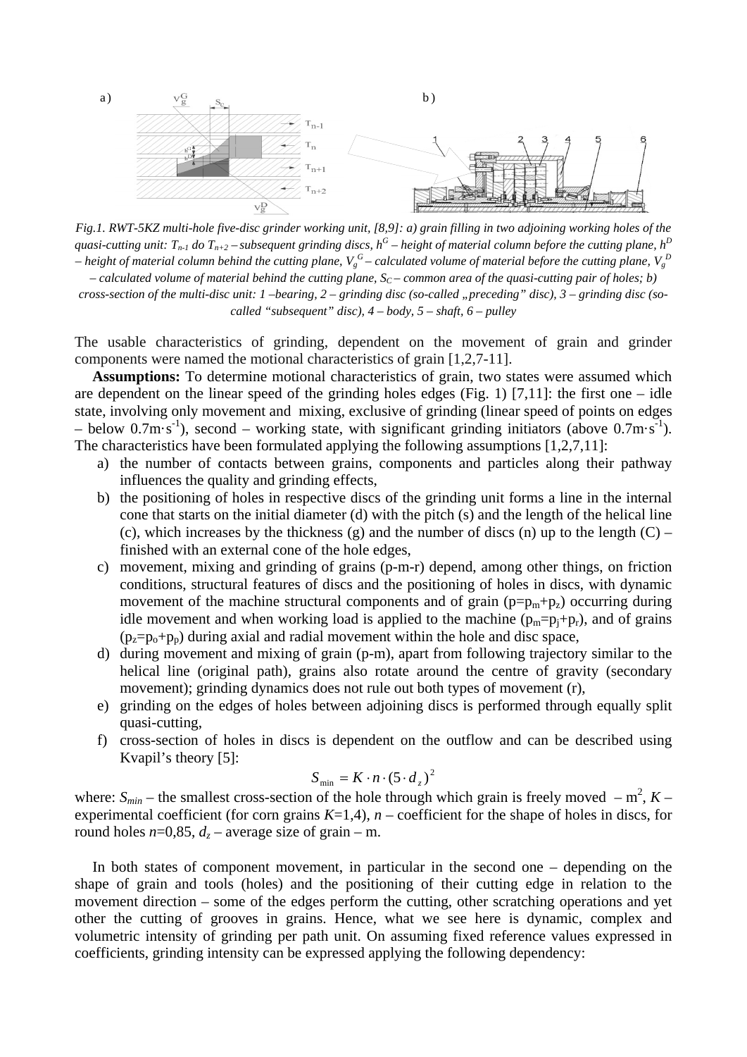*Fig.1. RWT-5KZ multi-hole five-disc grinder working unit, [8,9]: a) grain filling in two adjoining working holes of the quasi-cutting unit: $T_{n-1}$ do $T_{n+2}$ – subsequent grinding discs, $h^G$ – height of material column before the cutting plane, $h^D$ – height of material column behind the cutting plane, $V_g^G$ – calculated volume of material before the cutting plane, $V_g^D$ – calculated volume of material behind the cutting plane, $S_C$ – common area of the quasi-cutting pair of holes; b) cross-section of the multi-disc unit: 1 –bearing, 2 – grinding disc (so-called „preceding" disc), 3 – grinding disc (so-called "subsequent" disc), 4 – body, 5 – shaft, 6 – pulley*

The usable characteristics of grinding, dependent on the movement of grain and grinder components were named the motional characteristics of grain [1,2,7-11].

**Assumptions:** To determine motional characteristics of grain, two states were assumed which are dependent on the linear speed of the grinding holes edges (Fig. 1) [7,11]: the first one – idle state, involving only movement and mixing, exclusive of grinding (linear speed of points on edges – below $0.7\text{m}\cdot\text{s}^{-1}$), second – working state, with significant grinding initiators (above $0.7\text{m}\cdot\text{s}^{-1}$). The characteristics have been formulated applying the following assumptions [1,2,7,11]:

a) the number of contacts between grains, components and particles along their pathway influences the quality and grinding effects,
b) the positioning of holes in respective discs of the grinding unit forms a line in the internal cone that starts on the initial diameter (d) with the pitch (s) and the length of the helical line (c), which increases by the thickness (g) and the number of discs (n) up to the length (C) – finished with an external cone of the hole edges,
c) movement, mixing and grinding of grains (p-m-r) depend, among other things, on friction conditions, structural features of discs and the positioning of holes in discs, with dynamic movement of the machine structural components and of grain ($p=p_m+p_z$) occurring during idle movement and when working load is applied to the machine ($p_m=p_j+p_r$), and of grains ($p_z=p_o+p_p$) during axial and radial movement within the hole and disc space,
d) during movement and mixing of grain (p-m), apart from following trajectory similar to the helical line (original path), grains also rotate around the centre of gravity (secondary movement); grinding dynamics does not rule out both types of movement (r),
e) grinding on the edges of holes between adjoining discs is performed through equally split quasi-cutting,
f) cross-section of holes in discs is dependent on the outflow and can be described using Kvapil's theory [5]:

$$S_{\min} = K \cdot n \cdot (5 \cdot d_z)^2$$

where: $S_{min}$ – the smallest cross-section of the hole through which grain is freely moved – $\text{m}^2$, $K$ – experimental coefficient (for corn grains $K$=1,4), $n$ – coefficient for the shape of holes in discs, for round holes $n$=0,85, $d_z$ – average size of grain – m.

In both states of component movement, in particular in the second one – depending on the shape of grain and tools (holes) and the positioning of their cutting edge in relation to the movement direction – some of the edges perform the cutting, other scratching operations and yet other the cutting of grooves in grains. Hence, what we see here is dynamic, complex and volumetric intensity of grinding per path unit. On assuming fixed reference values expressed in coefficients, grinding intensity can be expressed applying the following dependency: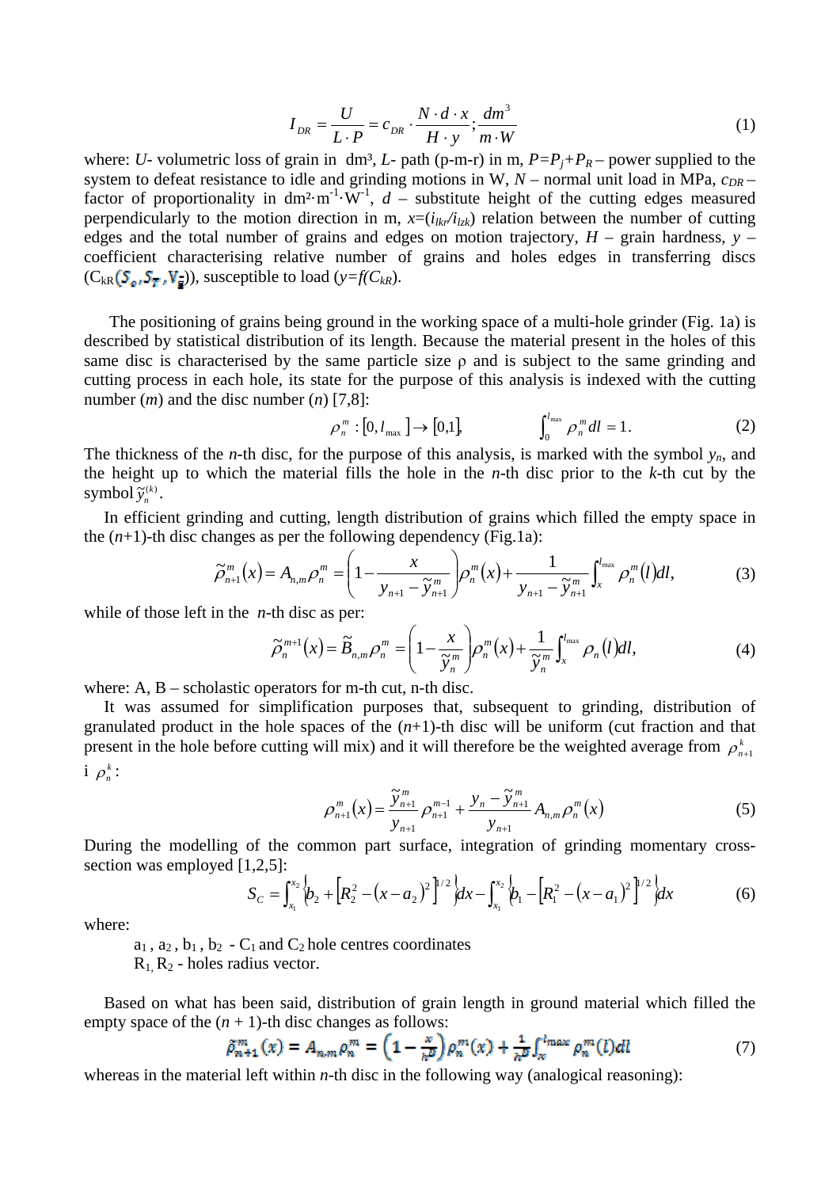$$I_{DR} = \frac{U}{L \cdot P} = c_{DR} \cdot \frac{N \cdot d \cdot x}{H \cdot y}; \frac{dm^3}{m \cdot W} \tag{1}$$

where: $U$- volumetric loss of grain in dm³, $L$- path (p-m-r) in m, $P=P_j+P_R$ – power supplied to the system to defeat resistance to idle and grinding motions in W, $N$ – normal unit load in MPa, $c_{DR}$ – factor of proportionality in $dm^2 \cdot m^{-1} \cdot W^{-1}$, $d$ – substitute height of the cutting edges measured perpendicularly to the motion direction in m, $x=(i_{lkr}/i_{lzk})$ relation between the number of cutting edges and the total number of grains and edges on motion trajectory, $H$ – grain hardness, $y$ – coefficient characterising relative number of grains and holes edges in transferring discs ($C_{kR}(S_o, S_T, V_z)$), susceptible to load ($y=f(C_{kR})$.

The positioning of grains being ground in the working space of a multi-hole grinder (Fig. 1a) is described by statistical distribution of its length. Because the material present in the holes of this same disc is characterised by the same particle size ρ and is subject to the same grinding and cutting process in each hole, its state for the purpose of this analysis is indexed with the cutting number ($m$) and the disc number ($n$) [7,8]:

$$\rho_n^m : [0, l_{\max}] \to [0,1], \qquad \int_0^{l_{\max}} \rho_n^m dl = 1. \tag{2}$$

The thickness of the $n$-th disc, for the purpose of this analysis, is marked with the symbol $y_n$, and the height up to which the material fills the hole in the $n$-th disc prior to the $k$-th cut by the symbol $\tilde{y}_n^{(k)}$.

In efficient grinding and cutting, length distribution of grains which filled the empty space in the ($n$+1)-th disc changes as per the following dependency (Fig.1a):

$$\tilde{\rho}_{n+1}^m(x) = A_{n,m}\rho_n^m = \left(1 - \frac{x}{y_{n+1} - \tilde{y}_{n+1}^m}\right)\rho_n^m(x) + \frac{1}{y_{n+1} - \tilde{y}_{n+1}^m}\int_x^{l_{\max}} \rho_n^m(l)dl, \tag{3}$$

while of those left in the $n$-th disc as per:

$$\tilde{\rho}_n^{m+1}(x) = \tilde{B}_{n,m}\rho_n^m = \left(1 - \frac{x}{\tilde{y}_n^m}\right)\rho_n^m(x) + \frac{1}{\tilde{y}_n^m}\int_x^{l_{\max}} \rho_n(l)dl, \tag{4}$$

where: A, B – scholastic operators for m-th cut, n-th disc.

It was assumed for simplification purposes that, subsequent to grinding, distribution of granulated product in the hole spaces of the ($n$+1)-th disc will be uniform (cut fraction and that present in the hole before cutting will mix) and it will therefore be the weighted average from $\rho_{n+1}^k$ i $\rho_n^k$:

$$\rho_{n+1}^m(x) = \frac{\tilde{y}_{n+1}^m}{y_{n+1}}\rho_{n+1}^{m-1} + \frac{y_n - \tilde{y}_{n+1}^m}{y_{n+1}} A_{n,m}\rho_n^m(x) \tag{5}$$

During the modelling of the common part surface, integration of grinding momentary cross-section was employed [1,2,5]:

$$S_C = \int_{x_1}^{x_2} \left\{b_2 + \left[R_2^2 - (x - a_2)^2\right]^{1/2}\right\}dx - \int_{x_1}^{x_2} \left\{b_1 - \left[R_1^2 - (x - a_1)^2\right]^{1/2}\right\}dx \tag{6}$$

where:

$a_1$, $a_2$, $b_1$, $b_2$ - $C_1$ and $C_2$ hole centres coordinates

$R_1$, $R_2$ - holes radius vector.

Based on what has been said, distribution of grain length in ground material which filled the empty space of the ($n$ + 1)-th disc changes as follows:

$$\tilde{\rho}_{n+1}^m(x) = A_{n,m}\rho_n^m = \left(1 - \frac{x}{h^D}\right)\rho_n^m(x) + \frac{1}{h^D}\int_x^{l_{\max}} \rho_n^m(l)dl \tag{7}$$

whereas in the material left within $n$-th disc in the following way (analogical reasoning):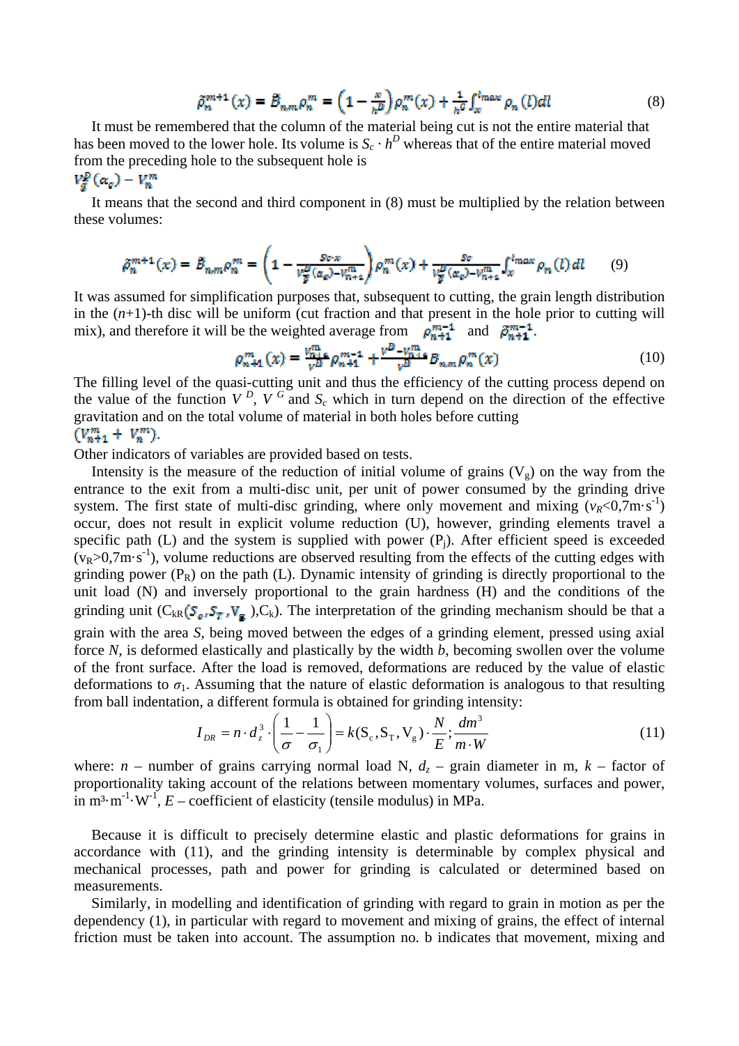$$\tilde{\rho}_n^{m+1}(x) = \tilde{B}_{n,m}\rho_n^m = \left(1 - \frac{x}{h^D}\right)\rho_n^m(x) + \frac{1}{h^G}\int_x^{l_{max}} \rho_n(l)dl \tag{8}$$

It must be remembered that the column of the material being cut is not the entire material that has been moved to the lower hole. Its volume is $S_c \cdot h^D$ whereas that of the entire material moved from the preceding hole to the subsequent hole is

$V_g^D(\alpha_g) - V_n^m$

It means that the second and third component in (8) must be multiplied by the relation between these volumes:

$$\tilde{\rho}_n^{m+1}(x) = \tilde{B}_{n,m}\rho_n^m = \left(1 - \frac{S_c \cdot x}{V_g^D(\alpha_g) - V_{n+1}^m}\right)\rho_n^m(x) + \frac{S_c}{V_g^D(\alpha_g) - V_{n+1}^m}\int_x^{l_{max}} \rho_n(l)\,dl \tag{9}$$

It was assumed for simplification purposes that, subsequent to cutting, the grain length distribution in the ($n$+1)-th disc will be uniform (cut fraction and that present in the hole prior to cutting will mix), and therefore it will be the weighted average from $\rho_{n+1}^{m-1}$ and $\tilde{\rho}_{n+1}^{m-1}$.

$$\rho_{n+1}^m(x) = \frac{V_{n+1}^m}{V^D}\rho_{n+1}^{m-1} + \frac{V^D - V_{n+1}^m}{V^D}\tilde{B}_{n,m}\rho_n^m(x) \tag{10}$$

The filling level of the quasi-cutting unit and thus the efficiency of the cutting process depend on the value of the function $V^D$, $V^G$ and $S_c$ which in turn depend on the direction of the effective gravitation and on the total volume of material in both holes before cutting

$(V_{n+1}^m + V_n^m)$.

Other indicators of variables are provided based on tests.

Intensity is the measure of the reduction of initial volume of grains ($V_g$) on the way from the entrance to the exit from a multi-disc unit, per unit of power consumed by the grinding drive system. The first state of multi-disc grinding, where only movement and mixing ($v_R$<0,7m·s$^{-1}$) occur, does not result in explicit volume reduction (U), however, grinding elements travel a specific path (L) and the system is supplied with power ($P_j$). After efficient speed is exceeded ($v_R$>0,7m·s$^{-1}$), volume reductions are observed resulting from the effects of the cutting edges with grinding power ($P_R$) on the path (L). Dynamic intensity of grinding is directly proportional to the unit load (N) and inversely proportional to the grain hardness (H) and the conditions of the grinding unit ($C_{kR}(S_c, S_T, V_g)$,$C_k$). The interpretation of the grinding mechanism should be that a grain with the area $S$, being moved between the edges of a grinding element, pressed using axial force $N$, is deformed elastically and plastically by the width $b$, becoming swollen over the volume of the front surface. After the load is removed, deformations are reduced by the value of elastic deformations to $\sigma_1$. Assuming that the nature of elastic deformation is analogous to that resulting from ball indentation, a different formula is obtained for grinding intensity:

$$I_{DR} = n \cdot d_z^3 \cdot \left(\frac{1}{\sigma} - \frac{1}{\sigma_1}\right) = k(S_c, S_T, V_g) \cdot \frac{N}{E}; \frac{dm^3}{m \cdot W} \tag{11}$$

where: $n$ – number of grains carrying normal load N, $d_z$ – grain diameter in m, $k$ – factor of proportionality taking account of the relations between momentary volumes, surfaces and power, in m³·m$^{-1}$·W$^{-1}$, $E$ – coefficient of elasticity (tensile modulus) in MPa.

Because it is difficult to precisely determine elastic and plastic deformations for grains in accordance with (11), and the grinding intensity is determinable by complex physical and mechanical processes, path and power for grinding is calculated or determined based on measurements.

Similarly, in modelling and identification of grinding with regard to grain in motion as per the dependency (1), in particular with regard to movement and mixing of grains, the effect of internal friction must be taken into account. The assumption no. b indicates that movement, mixing and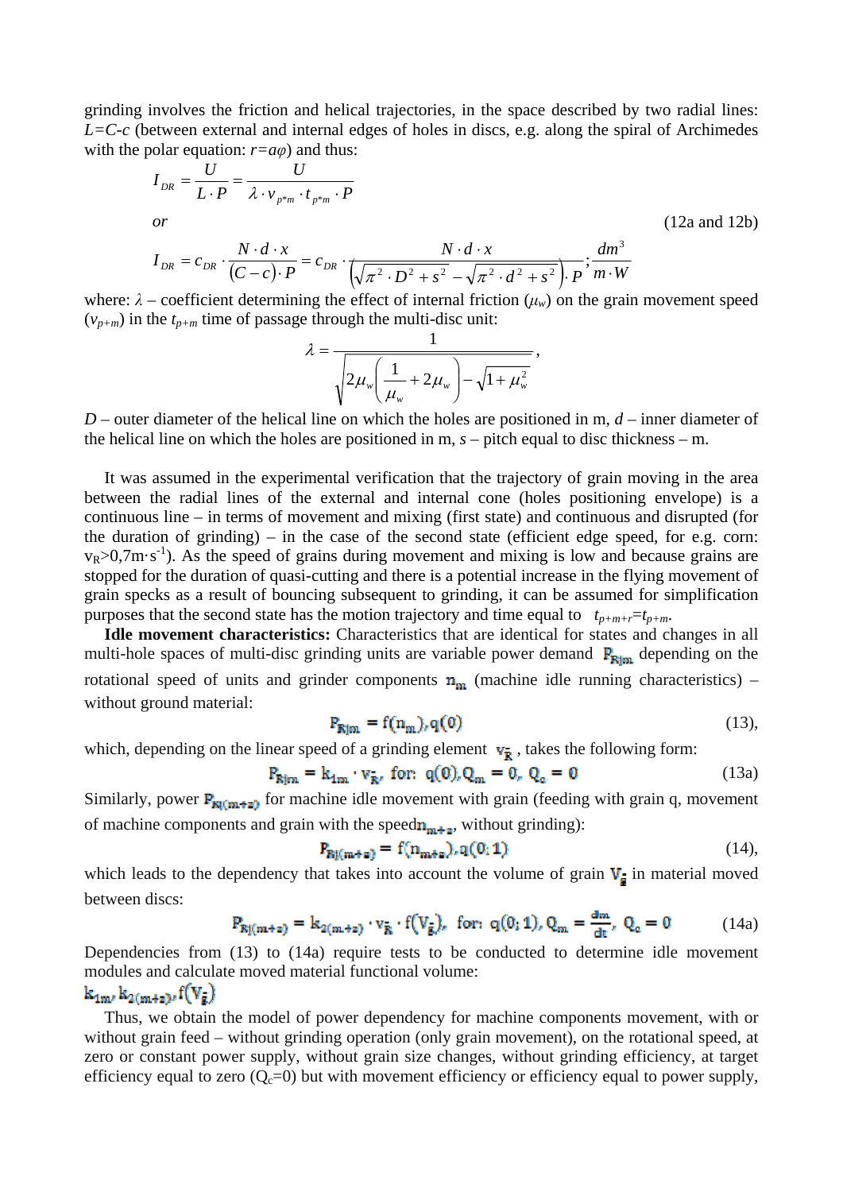grinding involves the friction and helical trajectories, in the space described by two radial lines: $L=C\text{-}c$ (between external and internal edges of holes in discs, e.g. along the spiral of Archimedes with the polar equation: $r=a\varphi$) and thus:

$$I_{DR} = \frac{U}{L \cdot P} = \frac{U}{\lambda \cdot v_{p*m} \cdot t_{p*m} \cdot P}$$

*or* (12a and 12b)

$$I_{DR} = c_{DR} \cdot \frac{N \cdot d \cdot x}{(C-c) \cdot P} = c_{DR} \cdot \frac{N \cdot d \cdot x}{\left(\sqrt{\pi^2 \cdot D^2 + s^2} - \sqrt{\pi^2 \cdot d^2 + s^2}\right) \cdot P}; \frac{dm^3}{m \cdot W}$$

where: $\lambda$ – coefficient determining the effect of internal friction ($\mu_w$) on the grain movement speed ($v_{p+m}$) in the $t_{p+m}$ time of passage through the multi-disc unit:

$$\lambda = \frac{1}{\sqrt{2\mu_w\left(\frac{1}{\mu_w} + 2\mu_w\right) - \sqrt{1+\mu_w^2}}},$$

$D$ – outer diameter of the helical line on which the holes are positioned in m, $d$ – inner diameter of the helical line on which the holes are positioned in m, $s$ – pitch equal to disc thickness – m.

It was assumed in the experimental verification that the trajectory of grain moving in the area between the radial lines of the external and internal cone (holes positioning envelope) is a continuous line – in terms of movement and mixing (first state) and continuous and disrupted (for the duration of grinding) – in the case of the second state (efficient edge speed, for e.g. corn: $v_R > 0{,}7 m \cdot s^{-1}$). As the speed of grains during movement and mixing is low and because grains are stopped for the duration of quasi-cutting and there is a potential increase in the flying movement of grain specks as a result of bouncing subsequent to grinding, it can be assumed for simplification purposes that the second state has the motion trajectory and time equal to $t_{p+m+r}=t_{p+m}$.

**Idle movement characteristics:** Characteristics that are identical for states and changes in all multi-hole spaces of multi-disc grinding units are variable power demand $P_{Rjm}$ depending on the rotational speed of units and grinder components $n_m$ (machine idle running characteristics) – without ground material:

$$P_{Rjm} = f(n_m), q(0) \quad (13),$$

which, depending on the linear speed of a grinding element $v_{\bar{R}}$, takes the following form:

$$P_{Rjm} = k_{1m} \cdot v_{\bar{R}}, \text{ for: } q(0), Q_m = 0, Q_c = 0 \quad (13a)$$

Similarly, power $P_{Rj(m+z)}$ for machine idle movement with grain (feeding with grain q, movement of machine components and grain with the speed $n_{m+z}$, without grinding):

$$P_{Rj(m+z)} = f(n_{m+z}), q(0;1) \quad (14),$$

which leads to the dependency that takes into account the volume of grain $V_{\bar{z}}$ in material moved between discs:

$$P_{Rj(m+z)} = k_{2(m+z)} \cdot v_{\bar{R}} \cdot f(V_{\bar{z}}), \text{ for: } q(0;1), Q_m = \frac{dm}{dt}, Q_c = 0 \quad (14a)$$

Dependencies from (13) to (14a) require tests to be conducted to determine idle movement modules and calculate moved material functional volume:

$k_{1m}, k_{2(m+z)}, f(V_{\bar{z}})$

Thus, we obtain the model of power dependency for machine components movement, with or without grain feed – without grinding operation (only grain movement), on the rotational speed, at zero or constant power supply, without grain size changes, without grinding efficiency, at target efficiency equal to zero ($Q_c=0$) but with movement efficiency or efficiency equal to power supply,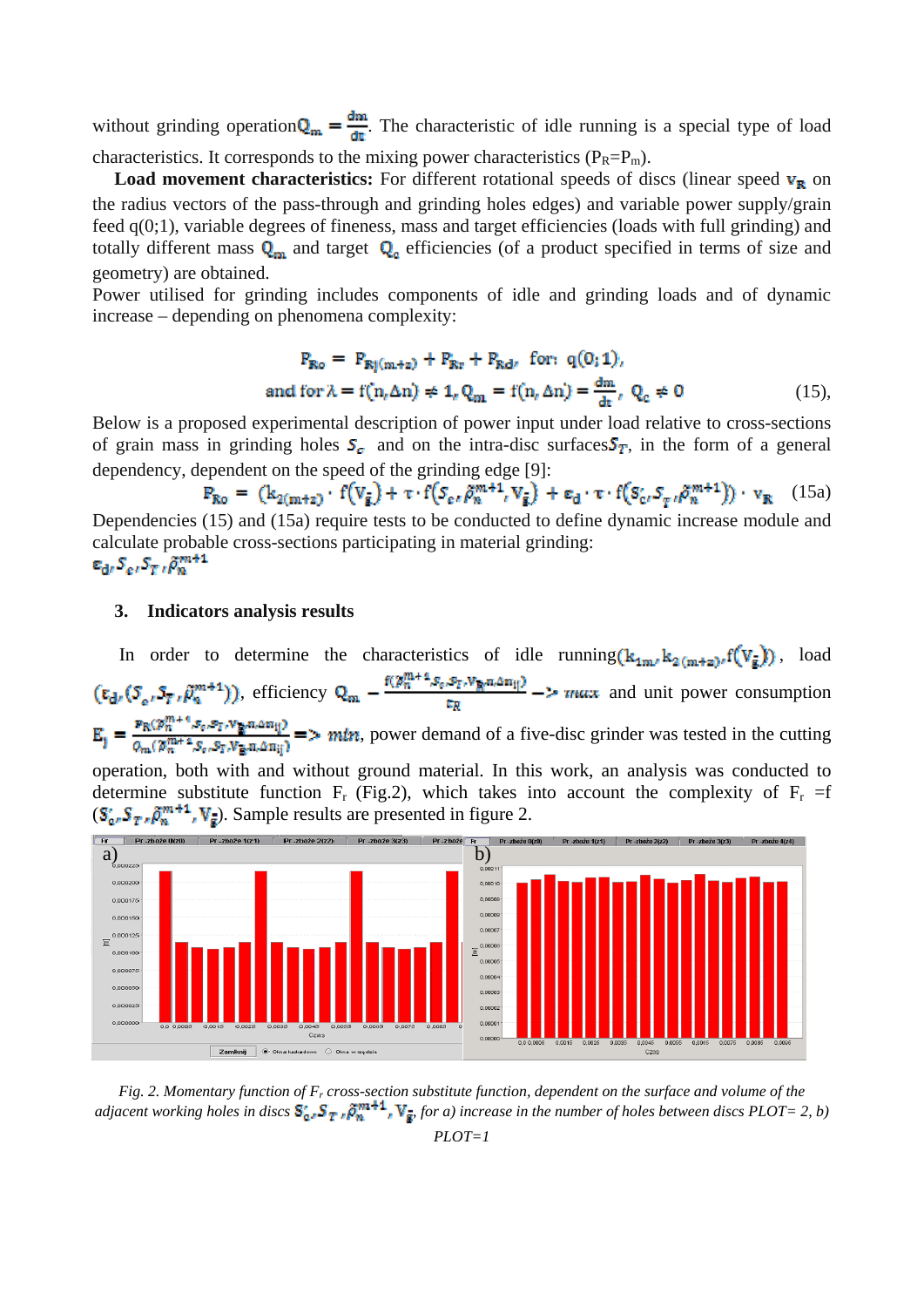without grinding operation $Q_m = \frac{dm}{dt}$. The characteristic of idle running is a special type of load characteristics. It corresponds to the mixing power characteristics ($P_R$=$P_m$).

**Load movement characteristics:** For different rotational speeds of discs (linear speed $v_R$ on the radius vectors of the pass-through and grinding holes edges) and variable power supply/grain feed q(0;1), variable degrees of fineness, mass and target efficiencies (loads with full grinding) and totally different mass $Q_m$ and target $Q_c$ efficiencies (of a product specified in terms of size and geometry) are obtained.

Power utilised for grinding includes components of idle and grinding loads and of dynamic increase – depending on phenomena complexity:

$$P_{Ro} = P_{Rj(m+z)} + P_{Rr} + P_{Rd}, \text{ for: } q(0;1),$$
$$\text{and for } \lambda = f(n, \Delta n) \neq 1, Q_m = f(n, \Delta n) = \frac{dm}{dt}, Q_c \neq 0 \quad (15),$$

Below is a proposed experimental description of power input under load relative to cross-sections of grain mass in grinding holes $S_c$ and on the intra-disc surfaces $S_T$, in the form of a general dependency, dependent on the speed of the grinding edge [9]:

$$P_{Ro} = \left(k_{2(m+z)} \cdot f(V_{\bar{z}}) + \tau \cdot f(S_c, \bar{\rho}_n^{m+1}, V_{\bar{z}}) + \varepsilon_d \cdot \tau \cdot f(S_c, S_T, \bar{\rho}_n^{m+1})\right) \cdot v_R \quad (15a)$$

Dependencies (15) and (15a) require tests to be conducted to define dynamic increase module and calculate probable cross-sections participating in material grinding:
$\varepsilon_d, S_c, S_T, \bar{\rho}_n^{m+1}$

## 3. Indicators analysis results

In order to determine the characteristics of idle running $(k_{1m}, k_{2(m+z)}, f(V_{\bar{z}}))$, load $(\varepsilon_d, (S_c, S_T, \bar{\rho}_n^{m+1}))$, efficiency $Q_m - \frac{f(\bar{\rho}_n^{m+1}, S_c, S_T, V_{\bar{z}}, n, \Delta n_{ij})}{t_R} \to max$ and unit power consumption $E_j = \frac{P_R(\bar{\rho}_n^{m+1}, S_c, S_T, V_{\bar{z}}, n, \Delta n_{ij})}{Q_m(\bar{\rho}_n^{m+1}, S_c, S_T, V_{\bar{z}}, n, \Delta n_{ij})} \Rightarrow min$, power demand of a five-disc grinder was tested in the cutting operation, both with and without ground material. In this work, an analysis was conducted to determine substitute function $F_r$ (Fig.2), which takes into account the complexity of $F_r$ =f $(S_c, S_T, \bar{\rho}_n^{m+1}, V_{\bar{z}})$. Sample results are presented in figure 2.

*Fig. 2. Momentary function of $F_r$ cross-section substitute function, dependent on the surface and volume of the adjacent working holes in discs $S_c, S_T, \bar{\rho}_n^{m+1}, V_{\bar{z}}$, for a) increase in the number of holes between discs PLOT= 2, b) PLOT=1*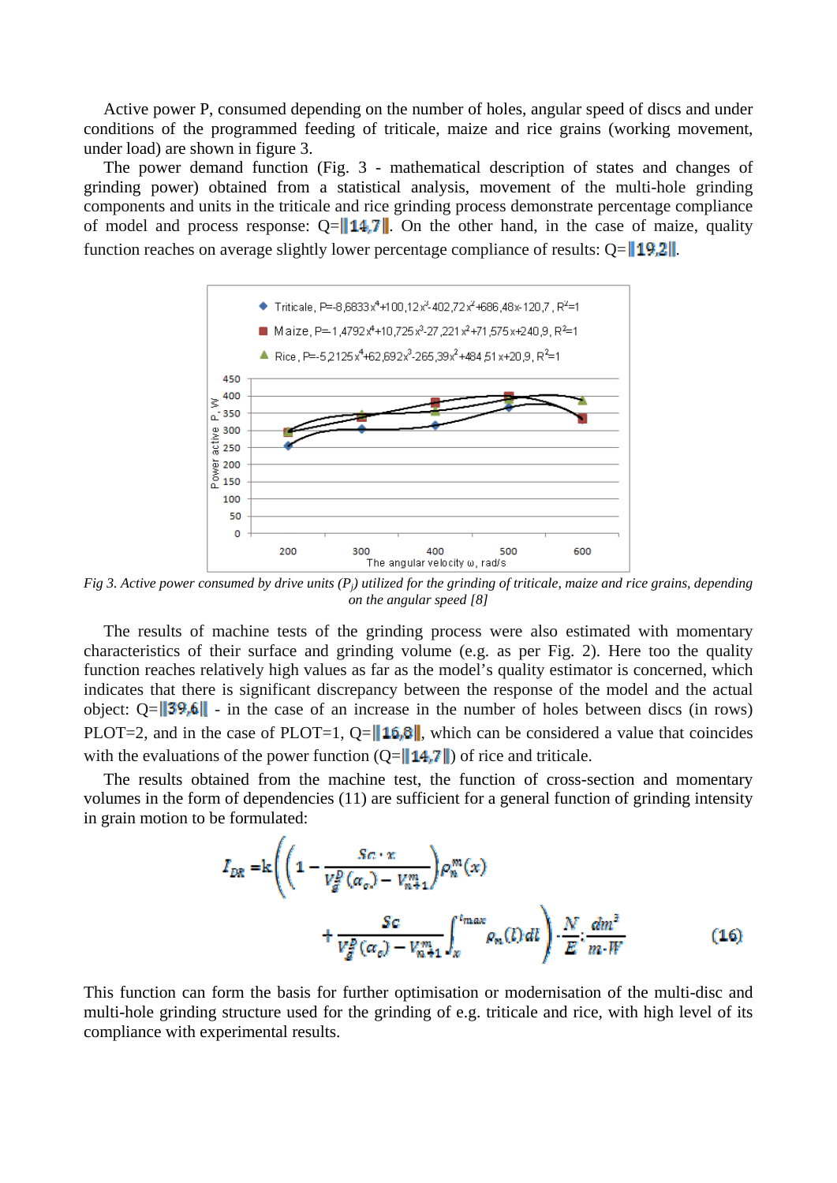Active power P, consumed depending on the number of holes, angular speed of discs and under conditions of the programmed feeding of triticale, maize and rice grains (working movement, under load) are shown in figure 3.

The power demand function (Fig. 3 - mathematical description of states and changes of grinding power) obtained from a statistical analysis, movement of the multi-hole grinding components and units in the triticale and rice grinding process demonstrate percentage compliance of model and process response: Q=‖14,7‖. On the other hand, in the case of maize, quality function reaches on average slightly lower percentage compliance of results: Q=‖19,2‖.

*Fig 3. Active power consumed by drive units ($P_j$) utilized for the grinding of triticale, maize and rice grains, depending on the angular speed [8]*

The results of machine tests of the grinding process were also estimated with momentary characteristics of their surface and grinding volume (e.g. as per Fig. 2). Here too the quality function reaches relatively high values as far as the model's quality estimator is concerned, which indicates that there is significant discrepancy between the response of the model and the actual object: Q=‖39,6‖ - in the case of an increase in the number of holes between discs (in rows) PLOT=2, and in the case of PLOT=1, Q=‖16,8‖, which can be considered a value that coincides with the evaluations of the power function (Q=‖14,7‖) of rice and triticale.

The results obtained from the machine test, the function of cross-section and momentary volumes in the form of dependencies (11) are sufficient for a general function of grinding intensity in grain motion to be formulated:

$$I_{DR} = k\left(\left(1 - \frac{Sc \cdot x}{V_g^D(\alpha_o) - V_{n+1}^m}\right)\rho_n^m(x) + \frac{Sc}{V_g^D(\alpha_o) - V_{n+1}^m}\int_x^{l_{max}} \rho_n(l)\,dl\right) \cdot \frac{N}{E} : \frac{dm^3}{m \cdot W} \qquad (16)$$

This function can form the basis for further optimisation or modernisation of the multi-disc and multi-hole grinding structure used for the grinding of e.g. triticale and rice, with high level of its compliance with experimental results.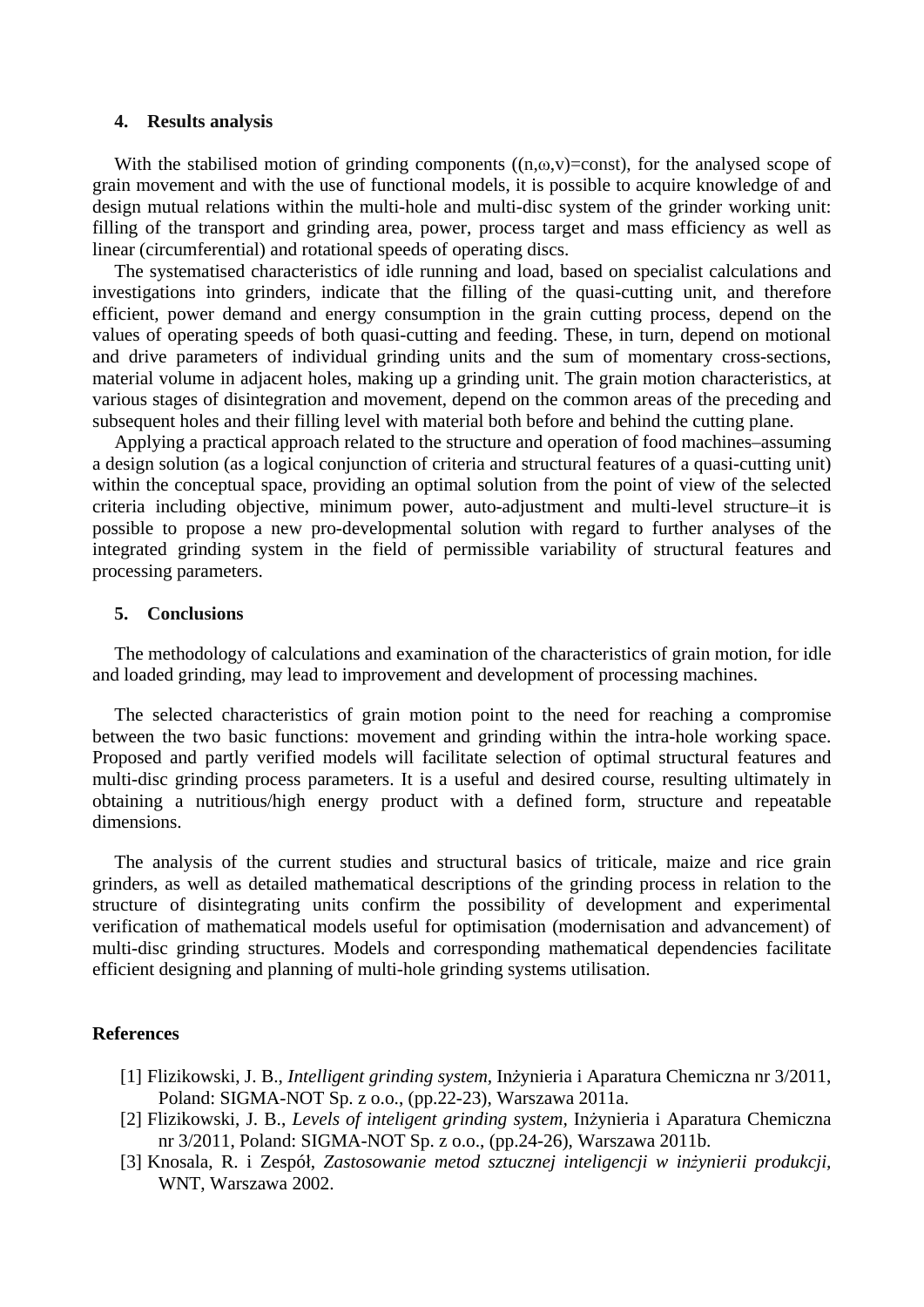## 4. Results analysis

With the stabilised motion of grinding components ($(n,\omega,v)=\text{const}$), for the analysed scope of grain movement and with the use of functional models, it is possible to acquire knowledge of and design mutual relations within the multi-hole and multi-disc system of the grinder working unit: filling of the transport and grinding area, power, process target and mass efficiency as well as linear (circumferential) and rotational speeds of operating discs.

The systematised characteristics of idle running and load, based on specialist calculations and investigations into grinders, indicate that the filling of the quasi-cutting unit, and therefore efficient, power demand and energy consumption in the grain cutting process, depend on the values of operating speeds of both quasi-cutting and feeding. These, in turn, depend on motional and drive parameters of individual grinding units and the sum of momentary cross-sections, material volume in adjacent holes, making up a grinding unit. The grain motion characteristics, at various stages of disintegration and movement, depend on the common areas of the preceding and subsequent holes and their filling level with material both before and behind the cutting plane.

Applying a practical approach related to the structure and operation of food machines–assuming a design solution (as a logical conjunction of criteria and structural features of a quasi-cutting unit) within the conceptual space, providing an optimal solution from the point of view of the selected criteria including objective, minimum power, auto-adjustment and multi-level structure–it is possible to propose a new pro-developmental solution with regard to further analyses of the integrated grinding system in the field of permissible variability of structural features and processing parameters.

## 5. Conclusions

The methodology of calculations and examination of the characteristics of grain motion, for idle and loaded grinding, may lead to improvement and development of processing machines.

The selected characteristics of grain motion point to the need for reaching a compromise between the two basic functions: movement and grinding within the intra-hole working space. Proposed and partly verified models will facilitate selection of optimal structural features and multi-disc grinding process parameters. It is a useful and desired course, resulting ultimately in obtaining a nutritious/high energy product with a defined form, structure and repeatable dimensions.

The analysis of the current studies and structural basics of triticale, maize and rice grain grinders, as well as detailed mathematical descriptions of the grinding process in relation to the structure of disintegrating units confirm the possibility of development and experimental verification of mathematical models useful for optimisation (modernisation and advancement) of multi-disc grinding structures. Models and corresponding mathematical dependencies facilitate efficient designing and planning of multi-hole grinding systems utilisation.

## References

[1] Flizikowski, J. B., *Intelligent grinding system*, Inżynieria i Aparatura Chemiczna nr 3/2011, Poland: SIGMA-NOT Sp. z o.o., (pp.22-23), Warszawa 2011a.

[2] Flizikowski, J. B., *Levels of inteligent grinding system*, Inżynieria i Aparatura Chemiczna nr 3/2011, Poland: SIGMA-NOT Sp. z o.o., (pp.24-26), Warszawa 2011b.

[3] Knosala, R. i Zespół, *Zastosowanie metod sztucznej inteligencji w inżynierii produkcji*, WNT, Warszawa 2002.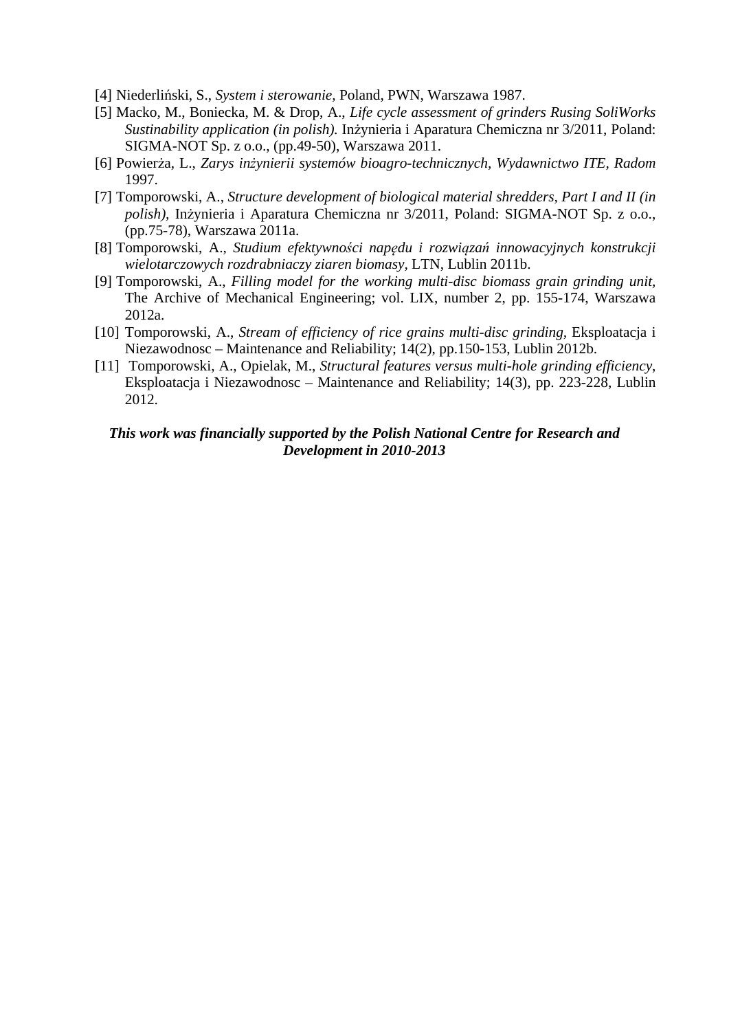[4] Niederliński, S., *System i sterowanie,* Poland, PWN, Warszawa 1987.

[5] Macko, M., Boniecka, M. & Drop, A., *Life cycle assessment of grinders Rusing SoliWorks Sustinability application (in polish).* Inżynieria i Aparatura Chemiczna nr 3/2011, Poland: SIGMA-NOT Sp. z o.o., (pp.49-50), Warszawa 2011.

[6] Powierża, L., *Zarys inżynierii systemów bioagro-technicznych, Wydawnictwo ITE, Radom* 1997.

[7] Tomporowski, A., *Structure development of biological material shredders, Part I and II (in polish)*, Inżynieria i Aparatura Chemiczna nr 3/2011, Poland: SIGMA-NOT Sp. z o.o., (pp.75-78), Warszawa 2011a.

[8] Tomporowski, A., *Studium efektywności napędu i rozwiązań innowacyjnych konstrukcji wielotarczowych rozdrabniaczy ziaren biomasy*, LTN, Lublin 2011b.

[9] Tomporowski, A., *Filling model for the working multi-disc biomass grain grinding unit,* The Archive of Mechanical Engineering; vol. LIX, number 2, pp. 155-174, Warszawa 2012a.

[10] Tomporowski, A., *Stream of efficiency of rice grains multi-disc grinding*, Eksploatacja i Niezawodnosc – Maintenance and Reliability; 14(2), pp.150-153, Lublin 2012b.

[11] Tomporowski, A., Opielak, M., *Structural features versus multi-hole grinding efficiency*, Eksploatacja i Niezawodnosc – Maintenance and Reliability; 14(3), pp. 223-228, Lublin 2012.

***This work was financially supported by the Polish National Centre for Research and Development in 2010-2013***